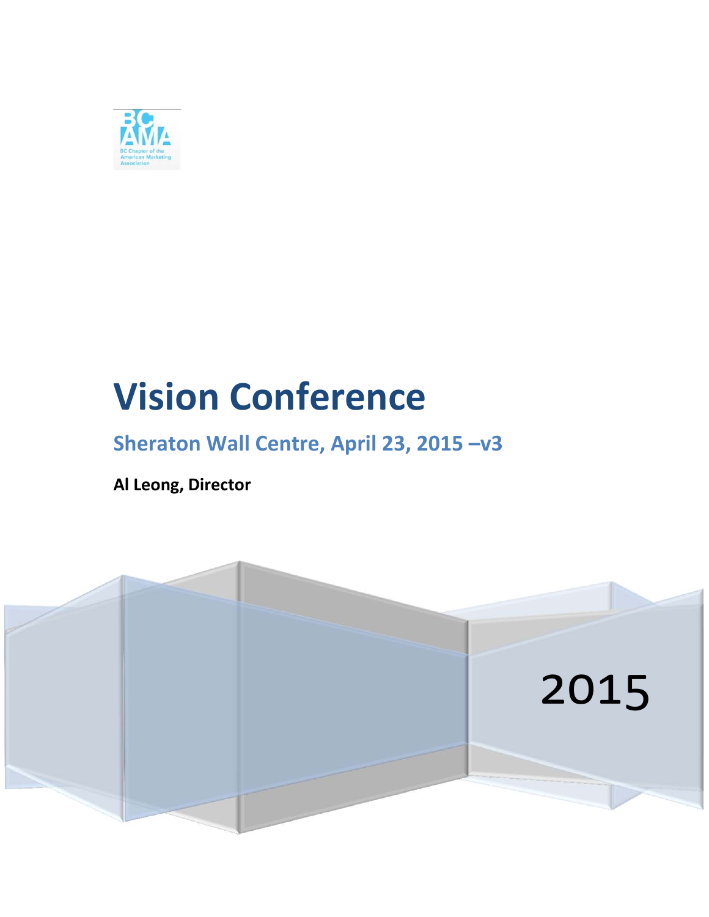BC AMA

BC Chapter of the American Marketing Association

# Vision Conference

## Sheraton Wall Centre, April 23, 2015 –v3

**Al Leong, Director**

2015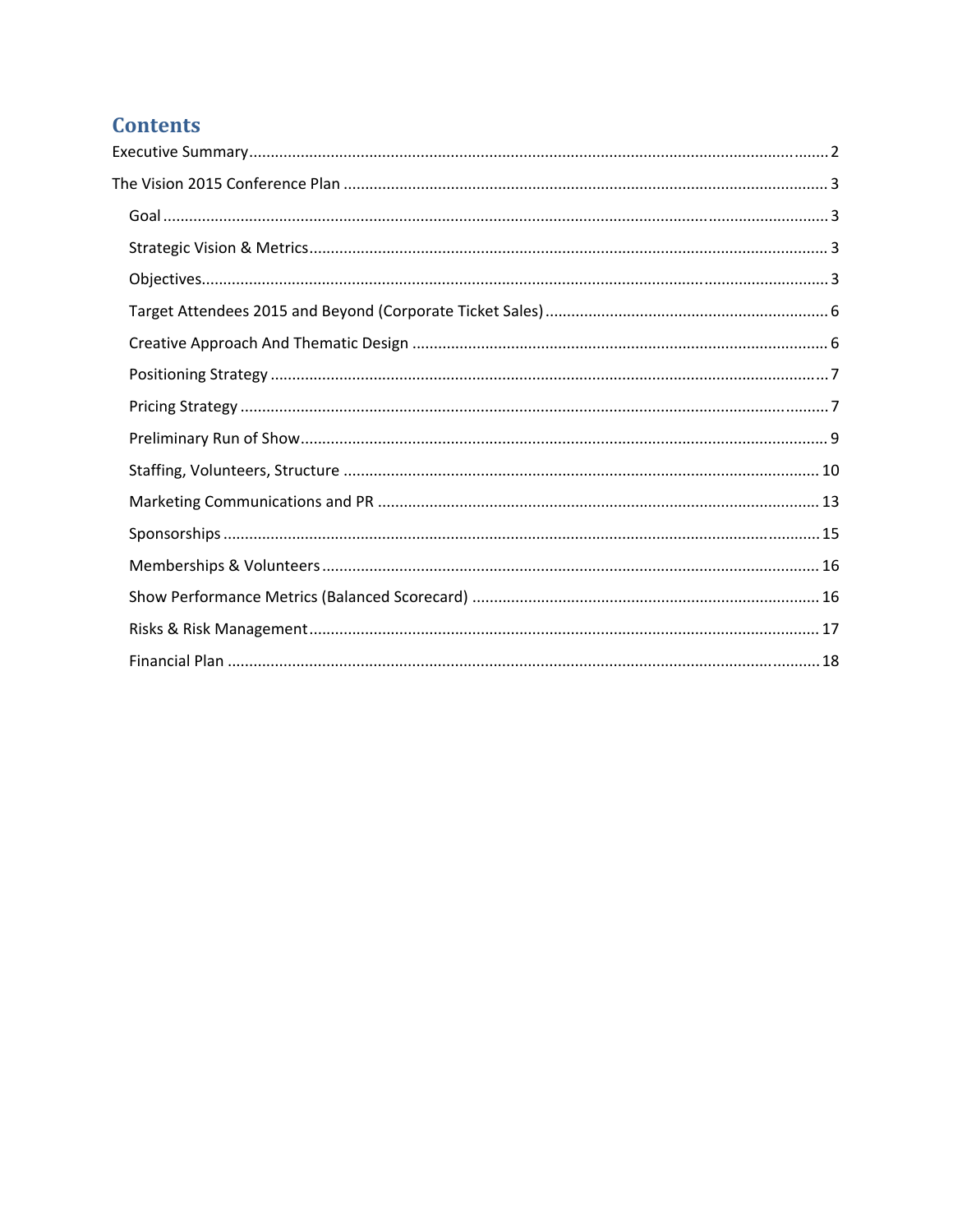# Contents

Executive Summary ..... 2

The Vision 2015 Conference Plan ..... 3

- Goal ..... 3
- Strategic Vision & Metrics ..... 3
- Objectives ..... 3
- Target Attendees 2015 and Beyond (Corporate Ticket Sales) ..... 6
- Creative Approach And Thematic Design ..... 6
- Positioning Strategy ..... 7
- Pricing Strategy ..... 7
- Preliminary Run of Show ..... 9
- Staffing, Volunteers, Structure ..... 10
- Marketing Communications and PR ..... 13
- Sponsorships ..... 15
- Memberships & Volunteers ..... 16
- Show Performance Metrics (Balanced Scorecard) ..... 16
- Risks & Risk Management ..... 17
- Financial Plan ..... 18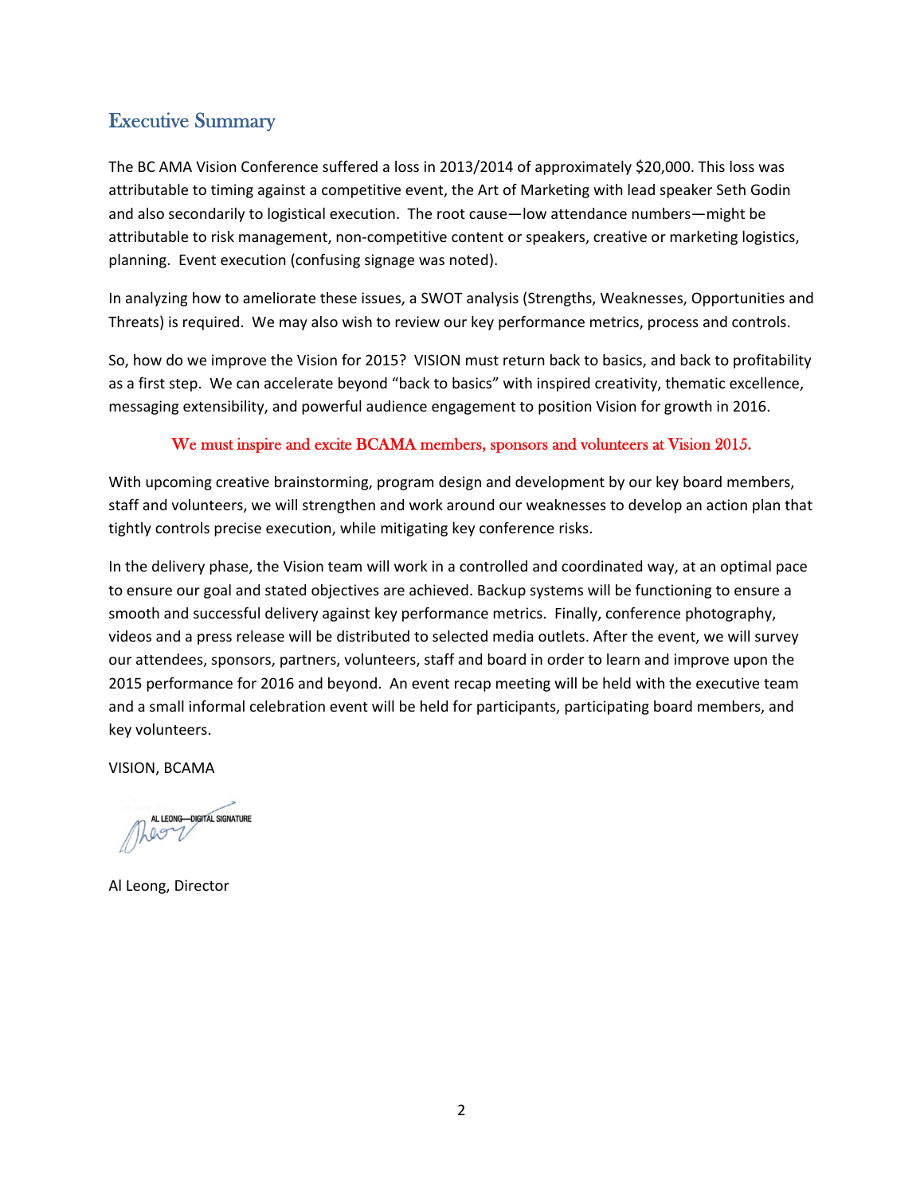## Executive Summary

The BC AMA Vision Conference suffered a loss in 2013/2014 of approximately $20,000. This loss was attributable to timing against a competitive event, the Art of Marketing with lead speaker Seth Godin and also secondarily to logistical execution. The root cause—low attendance numbers—might be attributable to risk management, non-competitive content or speakers, creative or marketing logistics, planning. Event execution (confusing signage was noted).

In analyzing how to ameliorate these issues, a SWOT analysis (Strengths, Weaknesses, Opportunities and Threats) is required. We may also wish to review our key performance metrics, process and controls.

So, how do we improve the Vision for 2015? VISION must return back to basics, and back to profitability as a first step. We can accelerate beyond "back to basics" with inspired creativity, thematic excellence, messaging extensibility, and powerful audience engagement to position Vision for growth in 2016.

We must inspire and excite BCAMA members, sponsors and volunteers at Vision 2015.

With upcoming creative brainstorming, program design and development by our key board members, staff and volunteers, we will strengthen and work around our weaknesses to develop an action plan that tightly controls precise execution, while mitigating key conference risks.

In the delivery phase, the Vision team will work in a controlled and coordinated way, at an optimal pace to ensure our goal and stated objectives are achieved. Backup systems will be functioning to ensure a smooth and successful delivery against key performance metrics. Finally, conference photography, videos and a press release will be distributed to selected media outlets. After the event, we will survey our attendees, sponsors, partners, volunteers, staff and board in order to learn and improve upon the 2015 performance for 2016 and beyond. An event recap meeting will be held with the executive team and a small informal celebration event will be held for participants, participating board members, and key volunteers.

VISION, BCAMA

AL LEONG—DIGITAL SIGNATURE

Al Leong, Director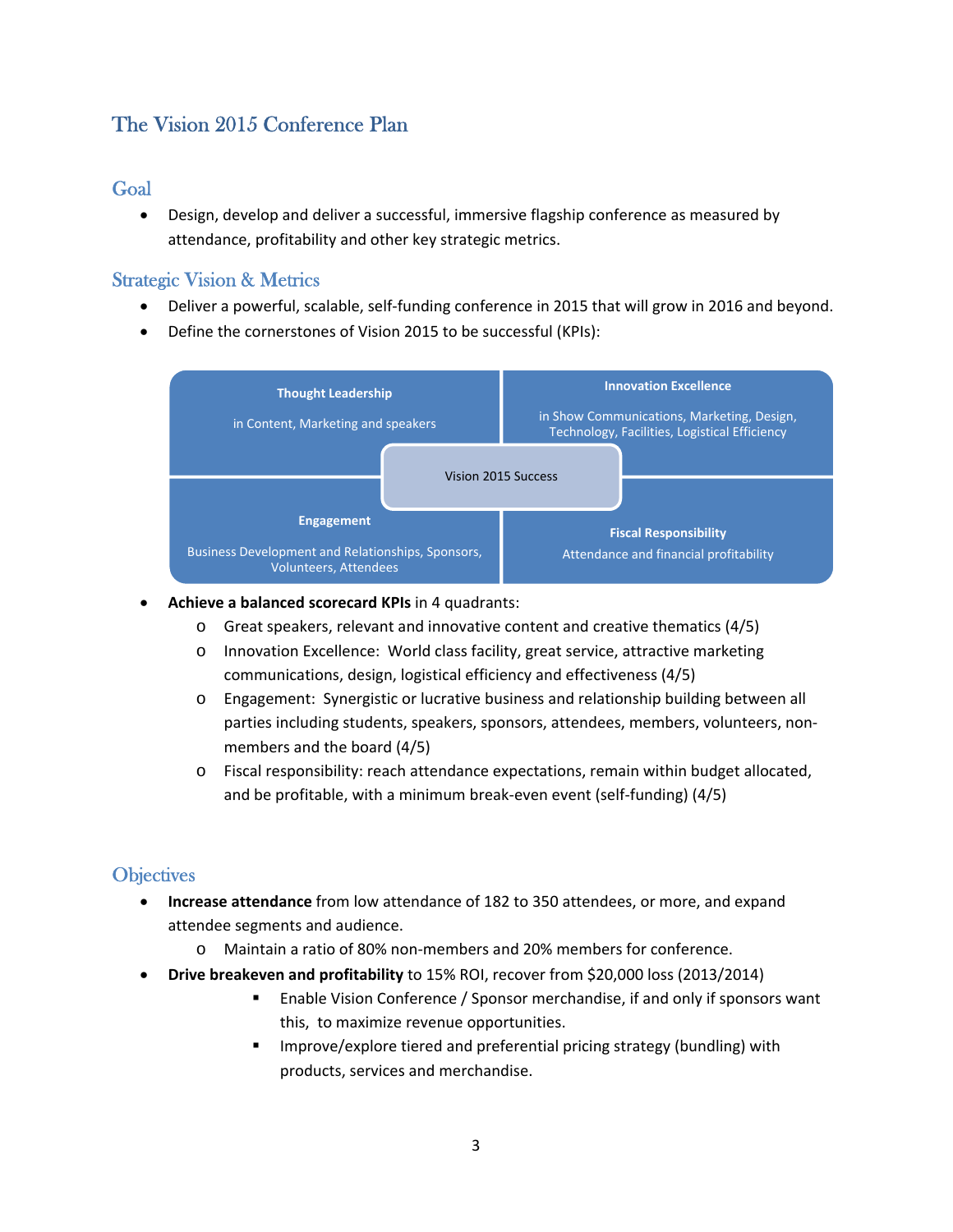## The Vision 2015 Conference Plan

### Goal

- Design, develop and deliver a successful, immersive flagship conference as measured by attendance, profitability and other key strategic metrics.

### Strategic Vision & Metrics

- Deliver a powerful, scalable, self-funding conference in 2015 that will grow in 2016 and beyond.
- Define the cornerstones of Vision 2015 to be successful (KPIs):

| **Thought Leadership**<br>in Content, Marketing and speakers | **Innovation Excellence**<br>in Show Communications, Marketing, Design, Technology, Facilities, Logistical Efficiency |
|---|---|
| **Engagement**<br>Business Development and Relationships, Sponsors, Volunteers, Attendees | **Fiscal Responsibility**<br>Attendance and financial profitability |

Vision 2015 Success

- **Achieve a balanced scorecard KPIs** in 4 quadrants:
  - Great speakers, relevant and innovative content and creative thematics (4/5)
  - Innovation Excellence: World class facility, great service, attractive marketing communications, design, logistical efficiency and effectiveness (4/5)
  - Engagement: Synergistic or lucrative business and relationship building between all parties including students, speakers, sponsors, attendees, members, volunteers, non-members and the board (4/5)
  - Fiscal responsibility: reach attendance expectations, remain within budget allocated, and be profitable, with a minimum break-even event (self-funding) (4/5)

### Objectives

- **Increase attendance** from low attendance of 182 to 350 attendees, or more, and expand attendee segments and audience.
  - Maintain a ratio of 80% non-members and 20% members for conference.
- **Drive breakeven and profitability** to 15% ROI, recover from $20,000 loss (2013/2014)
  - Enable Vision Conference / Sponsor merchandise, if and only if sponsors want this, to maximize revenue opportunities.
  - Improve/explore tiered and preferential pricing strategy (bundling) with products, services and merchandise.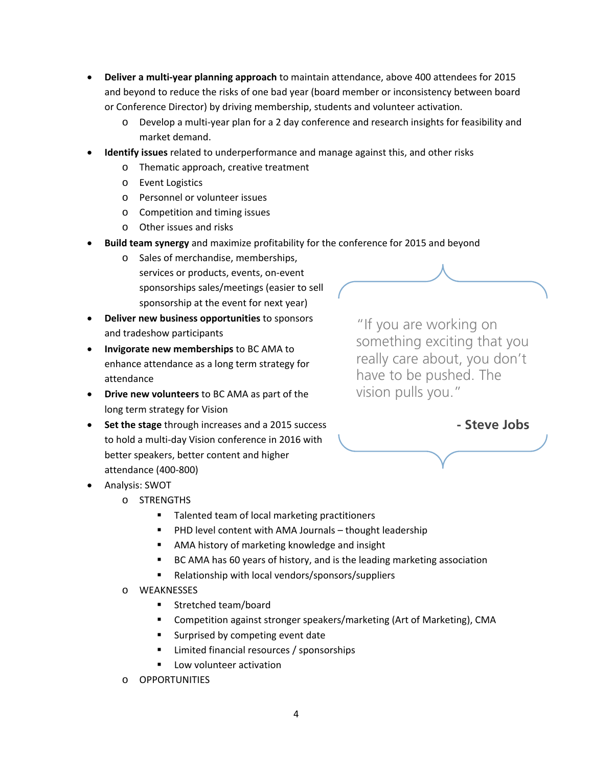- **Deliver a multi-year planning approach** to maintain attendance, above 400 attendees for 2015 and beyond to reduce the risks of one bad year (board member or inconsistency between board or Conference Director) by driving membership, students and volunteer activation.
    - Develop a multi-year plan for a 2 day conference and research insights for feasibility and market demand.
- **Identify issues** related to underperformance and manage against this, and other risks
    - Thematic approach, creative treatment
    - Event Logistics
    - Personnel or volunteer issues
    - Competition and timing issues
    - Other issues and risks
- **Build team synergy** and maximize profitability for the conference for 2015 and beyond
    - Sales of merchandise, memberships, services or products, events, on-event sponsorships sales/meetings (easier to sell sponsorship at the event for next year)
- **Deliver new business opportunities** to sponsors and tradeshow participants
- **Invigorate new memberships** to BC AMA to enhance attendance as a long term strategy for attendance
- **Drive new volunteers** to BC AMA as part of the long term strategy for Vision
- **Set the stage** through increases and a 2015 success to hold a multi-day Vision conference in 2016 with better speakers, better content and higher attendance (400-800)

> "If you are working on something exciting that you really care about, you don't have to be pushed. The vision pulls you."
>
> **- Steve Jobs**

- Analysis: SWOT
    - STRENGTHS
        - Talented team of local marketing practitioners
        - PHD level content with AMA Journals – thought leadership
        - AMA history of marketing knowledge and insight
        - BC AMA has 60 years of history, and is the leading marketing association
        - Relationship with local vendors/sponsors/suppliers
    - WEAKNESSES
        - Stretched team/board
        - Competition against stronger speakers/marketing (Art of Marketing), CMA
        - Surprised by competing event date
        - Limited financial resources / sponsorships
        - Low volunteer activation
    - OPPORTUNITIES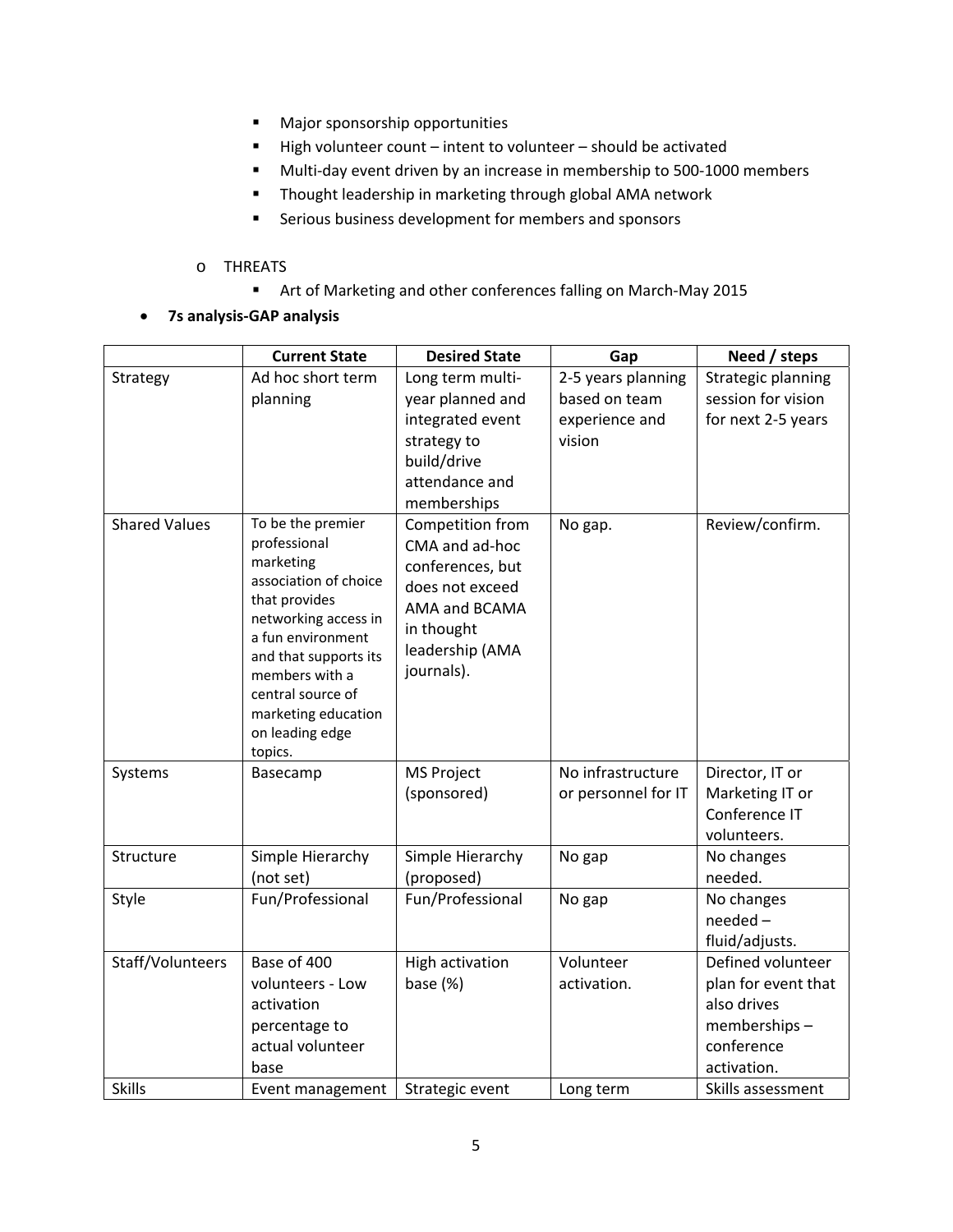- Major sponsorship opportunities
    - High volunteer count – intent to volunteer – should be activated
    - Multi-day event driven by an increase in membership to 500-1000 members
    - Thought leadership in marketing through global AMA network
    - Serious business development for members and sponsors

  - THREATS
    - Art of Marketing and other conferences falling on March-May 2015

- **7s analysis-GAP analysis**

| | Current State | Desired State | Gap | Need / steps |
|---|---|---|---|---|
| Strategy | Ad hoc short term planning | Long term multi-year planned and integrated event strategy to build/drive attendance and memberships | 2-5 years planning based on team experience and vision | Strategic planning session for vision for next 2-5 years |
| Shared Values | To be the premier professional marketing association of choice that provides networking access in a fun environment and that supports its members with a central source of marketing education on leading edge topics. | Competition from CMA and ad-hoc conferences, but does not exceed AMA and BCAMA in thought leadership (AMA journals). | No gap. | Review/confirm. |
| Systems | Basecamp | MS Project (sponsored) | No infrastructure or personnel for IT | Director, IT or Marketing IT or Conference IT volunteers. |
| Structure | Simple Hierarchy (not set) | Simple Hierarchy (proposed) | No gap | No changes needed. |
| Style | Fun/Professional | Fun/Professional | No gap | No changes needed – fluid/adjusts. |
| Staff/Volunteers | Base of 400 volunteers - Low activation percentage to actual volunteer base | High activation base (%) | Volunteer activation. | Defined volunteer plan for event that also drives memberships – conference activation. |
| Skills | Event management | Strategic event | Long term | Skills assessment |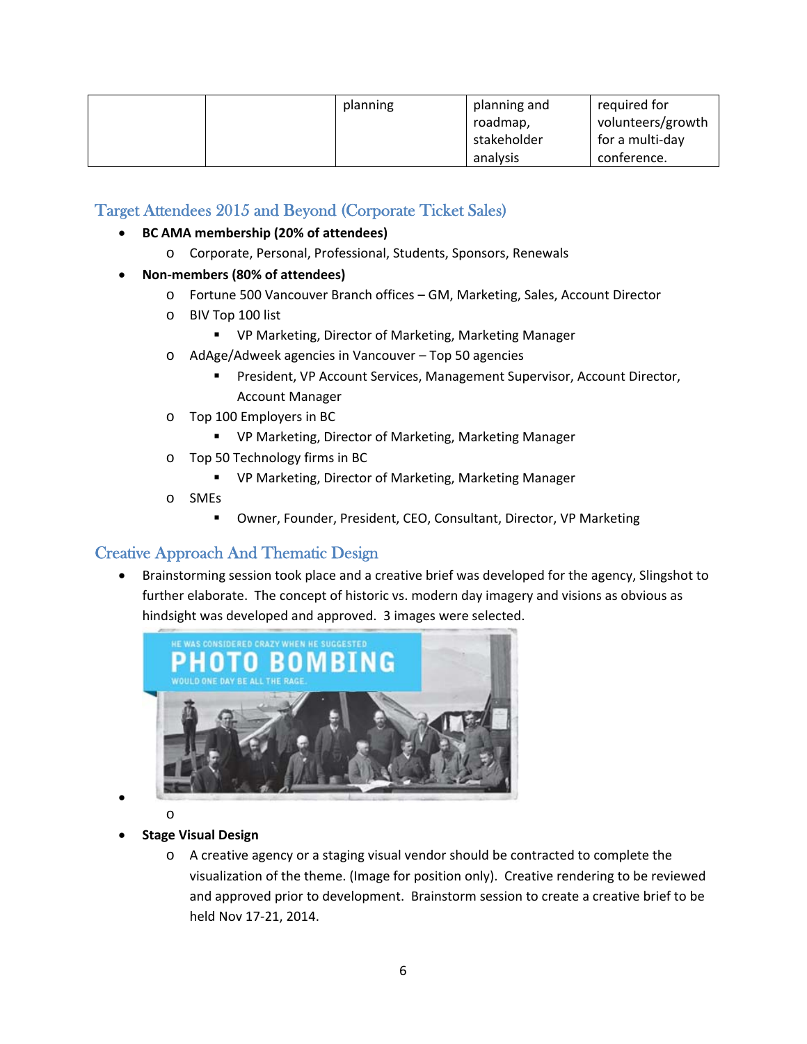|  |  | planning | planning and roadmap, stakeholder analysis | required for volunteers/growth for a multi-day conference. |
|---|---|---|---|---|

## Target Attendees 2015 and Beyond (Corporate Ticket Sales)

- **BC AMA membership (20% of attendees)**
  - Corporate, Personal, Professional, Students, Sponsors, Renewals
- **Non-members (80% of attendees)**
  - Fortune 500 Vancouver Branch offices – GM, Marketing, Sales, Account Director
  - BIV Top 100 list
    - VP Marketing, Director of Marketing, Marketing Manager
  - AdAge/Adweek agencies in Vancouver – Top 50 agencies
    - President, VP Account Services, Management Supervisor, Account Director, Account Manager
  - Top 100 Employers in BC
    - VP Marketing, Director of Marketing, Marketing Manager
  - Top 50 Technology firms in BC
    - VP Marketing, Director of Marketing, Marketing Manager
  - SMEs
    - Owner, Founder, President, CEO, Consultant, Director, VP Marketing

## Creative Approach And Thematic Design

- Brainstorming session took place and a creative brief was developed for the agency, Slingshot to further elaborate. The concept of historic vs. modern day imagery and visions as obvious as hindsight was developed and approved. 3 images were selected.
- **Stage Visual Design**
  - A creative agency or a staging visual vendor should be contracted to complete the visualization of the theme. (Image for position only). Creative rendering to be reviewed and approved prior to development. Brainstorm session to create a creative brief to be held Nov 17-21, 2014.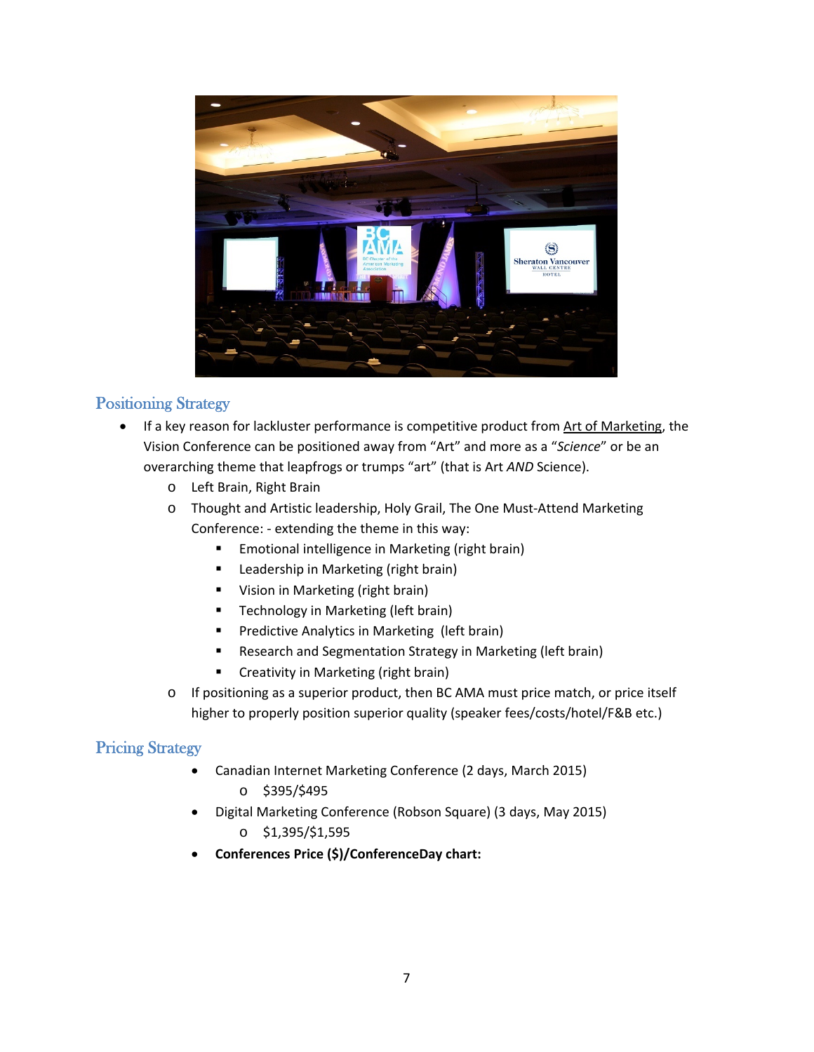## Positioning Strategy

- If a key reason for lackluster performance is competitive product from Art of Marketing, the Vision Conference can be positioned away from "Art" and more as a "*Science*" or be an overarching theme that leapfrogs or trumps "art" (that is Art *AND* Science).
  - Left Brain, Right Brain
  - Thought and Artistic leadership, Holy Grail, The One Must-Attend Marketing Conference: - extending the theme in this way:
    - Emotional intelligence in Marketing (right brain)
    - Leadership in Marketing (right brain)
    - Vision in Marketing (right brain)
    - Technology in Marketing (left brain)
    - Predictive Analytics in Marketing (left brain)
    - Research and Segmentation Strategy in Marketing (left brain)
    - Creativity in Marketing (right brain)
  - If positioning as a superior product, then BC AMA must price match, or price itself higher to properly position superior quality (speaker fees/costs/hotel/F&B etc.)

## Pricing Strategy

- Canadian Internet Marketing Conference (2 days, March 2015)
  - $395/$495
- Digital Marketing Conference (Robson Square) (3 days, May 2015)
  - $1,395/$1,595
- **Conferences Price ($)/ConferenceDay chart:**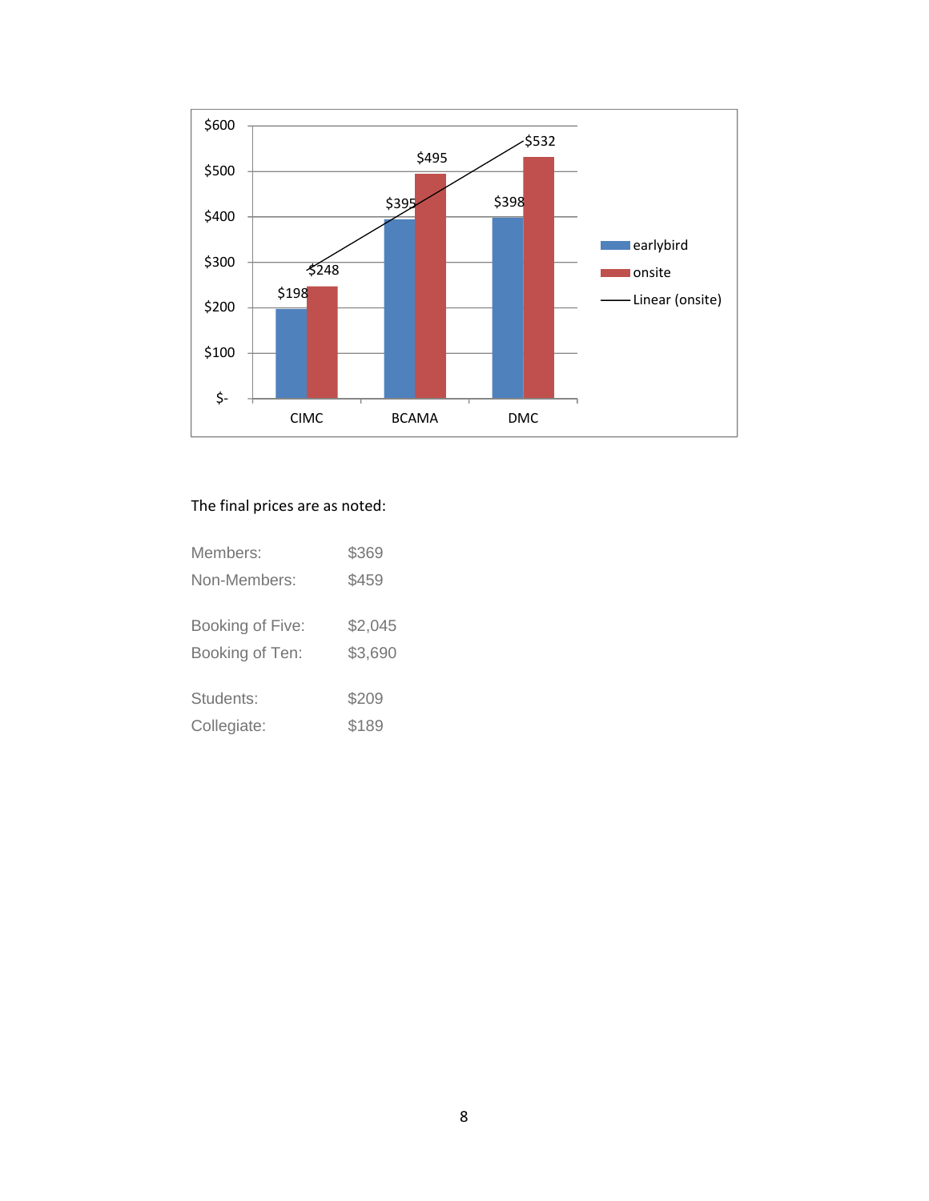| | earlybird | onsite |
|---|---|---|
| CIMC | $198 | $248 |
| BCAMA | $395 | $495 |
| DMC | $398 | $532 |

The final prices are as noted:

| | |
|---|---|
| Members: | $369 |
| Non-Members: | $459 |
| Booking of Five: | $2,045 |
| Booking of Ten: | $3,690 |
| Students: | $209 |
| Collegiate: | $189 |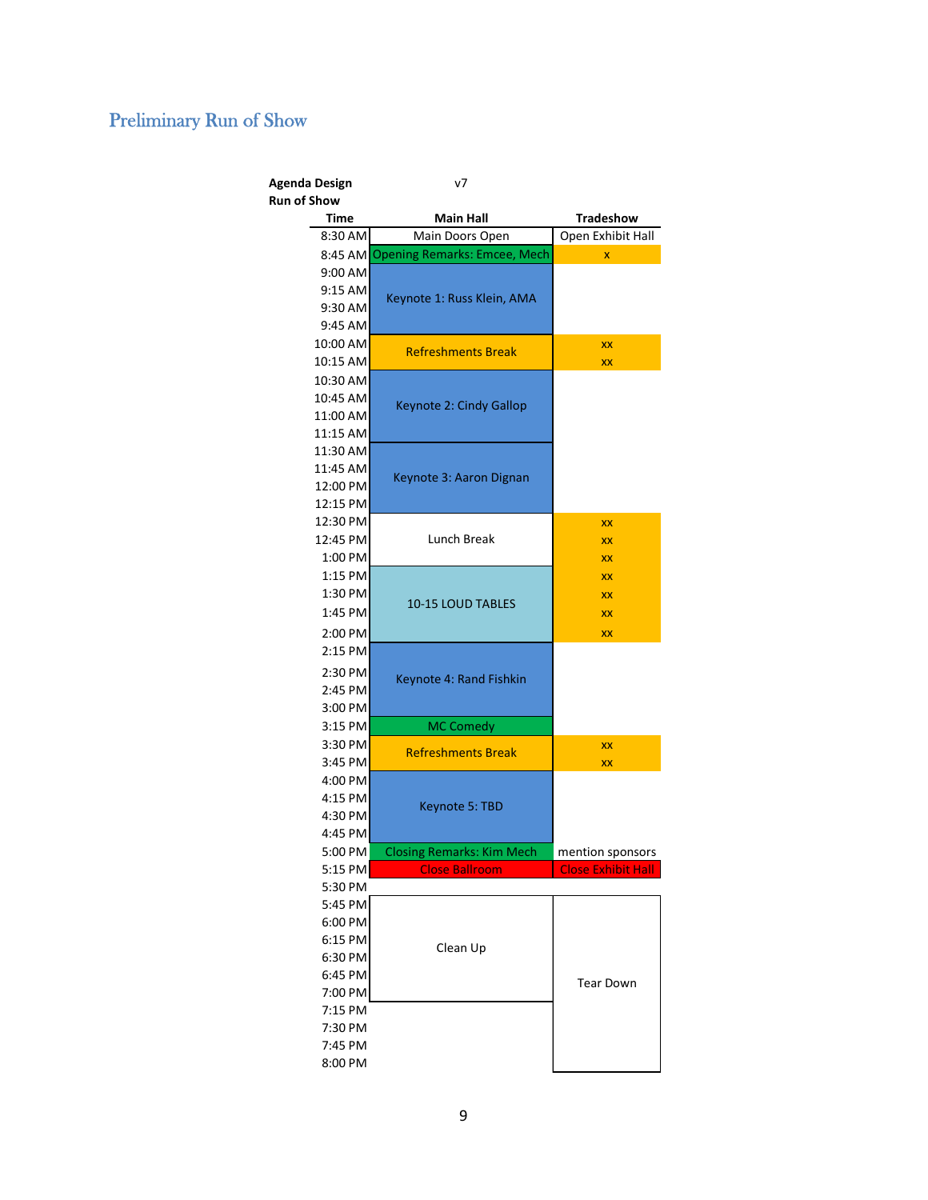## Preliminary Run of Show

**Agenda Design** v7
**Run of Show**

| Time | Main Hall | Tradeshow |
|---|---|---|
| 8:30 AM | Main Doors Open | Open Exhibit Hall |
| 8:45 AM | Opening Remarks: Emcee, Mech | x |
| 9:00 AM | Keynote 1: Russ Klein, AMA | |
| 9:15 AM | | |
| 9:30 AM | | |
| 9:45 AM | | |
| 10:00 AM | Refreshments Break | xx |
| 10:15 AM | | xx |
| 10:30 AM | Keynote 2: Cindy Gallop | |
| 10:45 AM | | |
| 11:00 AM | | |
| 11:15 AM | | |
| 11:30 AM | Keynote 3: Aaron Dignan | |
| 11:45 AM | | |
| 12:00 PM | | |
| 12:15 PM | | |
| 12:30 PM | Lunch Break | xx |
| 12:45 PM | | xx |
| 1:00 PM | | xx |
| 1:15 PM | 10-15 LOUD TABLES | xx |
| 1:30 PM | | xx |
| 1:45 PM | | xx |
| 2:00 PM | | xx |
| 2:15 PM | Keynote 4: Rand Fishkin | |
| 2:30 PM | | |
| 2:45 PM | | |
| 3:00 PM | | |
| 3:15 PM | MC Comedy | |
| 3:30 PM | Refreshments Break | xx |
| 3:45 PM | | xx |
| 4:00 PM | Keynote 5: TBD | |
| 4:15 PM | | |
| 4:30 PM | | |
| 4:45 PM | | |
| 5:00 PM | Closing Remarks: Kim Mech | mention sponsors |
| 5:15 PM | Close Ballroom | Close Exhibit Hall |
| 5:30 PM | | |
| 5:45 PM | Clean Up | Tear Down |
| 6:00 PM | | |
| 6:15 PM | | |
| 6:30 PM | | |
| 6:45 PM | | |
| 7:00 PM | | |
| 7:15 PM | | |
| 7:30 PM | | |
| 7:45 PM | | |
| 8:00 PM | | |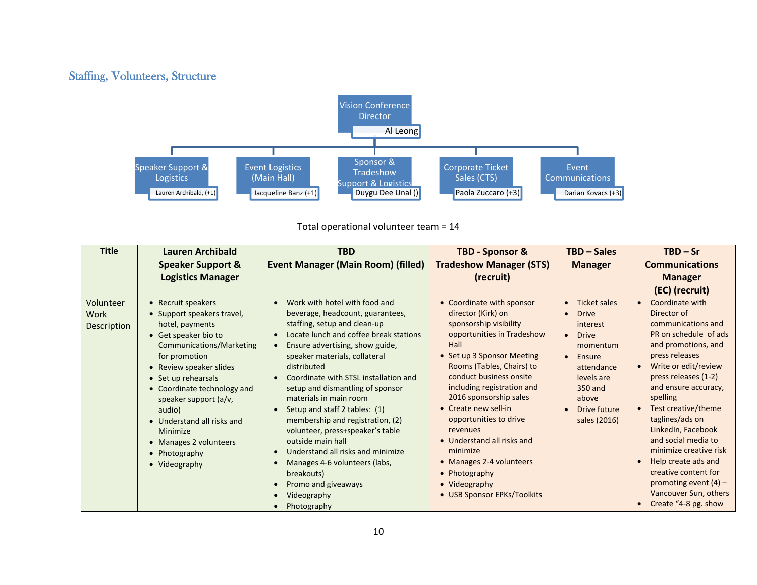## Staffing, Volunteers, Structure

Vision Conference Director
Al Leong

- Speaker Support & Logistics — Lauren Archibald, (+1)
- Event Logistics (Main Hall) — Jacqueline Banz (+1)
- Sponsor & Tradeshow Support & Logistics — Duygu Dee Unal ()
- Corporate Ticket Sales (CTS) — Paola Zuccaro (+3)
- Event Communications — Darian Kovacs (+3)

Total operational volunteer team = 14

| Title | Lauren Archibald Speaker Support & Logistics Manager | TBD Event Manager (Main Room) (filled) | TBD - Sponsor & Tradeshow Manager (STS) (recruit) | TBD – Sales Manager | TBD – Sr Communications Manager (EC) (recruit) |
|---|---|---|---|---|---|
| Volunteer Work Description | • Recruit speakers<br>• Support speakers travel, hotel, payments<br>• Get speaker bio to Communications/Marketing for promotion<br>• Review speaker slides<br>• Set up rehearsals<br>• Coordinate technology and speaker support (a/v, audio)<br>• Understand all risks and Minimize<br>• Manages 2 volunteers<br>• Photography<br>• Videography | • Work with hotel with food and beverage, headcount, guarantees, staffing, setup and clean-up<br>• Locate lunch and coffee break stations<br>• Ensure advertising, show guide, speaker materials, collateral distributed<br>• Coordinate with STSL installation and setup and dismantling of sponsor materials in main room<br>• Setup and staff 2 tables: (1) membership and registration, (2) volunteer, press+speaker's table outside main hall<br>• Understand all risks and minimize<br>• Manages 4-6 volunteers (labs, breakouts)<br>• Promo and giveaways<br>• Videography<br>• Photography | • Coordinate with sponsor director (Kirk) on sponsorship visibility opportunities in Tradeshow Hall<br>• Set up 3 Sponsor Meeting Rooms (Tables, Chairs) to conduct business onsite including registration and 2016 sponsorship sales<br>• Create new sell-in opportunities to drive revenues<br>• Understand all risks and minimize<br>• Manages 2-4 volunteers<br>• Photography<br>• Videography<br>• USB Sponsor EPKs/Toolkits | • Ticket sales<br>• Drive interest<br>• Drive momentum<br>• Ensure attendance levels are 350 and above<br>• Drive future sales (2016) | • Coordinate with Director of communications and PR on schedule of ads and promotions, and press releases<br>• Write or edit/review press releases (1-2) and ensure accuracy, spelling<br>• Test creative/theme taglines/ads on LinkedIn, Facebook and social media to minimize creative risk<br>• Help create ads and creative content for promoting event (4) – Vancouver Sun, others<br>• Create "4-8 pg. show |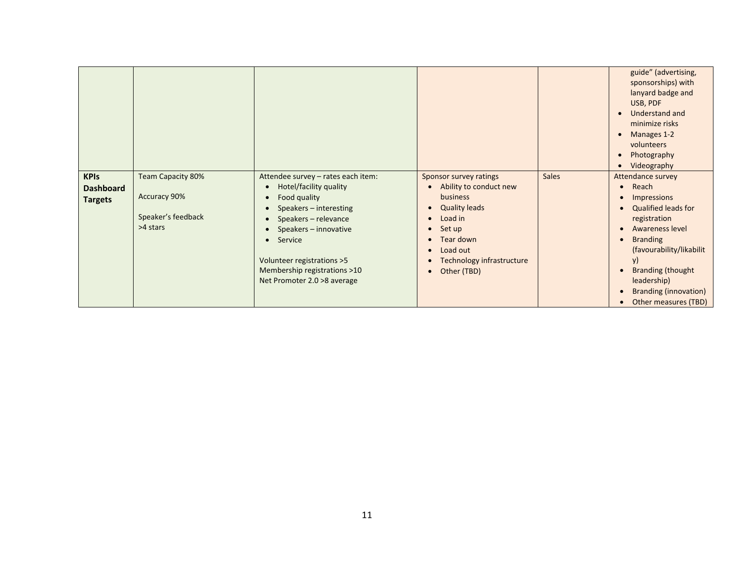| | | | | | |
|---|---|---|---|---|---|
| | | | | | guide" (advertising, sponsorships) with lanyard badge and USB, PDF<br>• Understand and minimize risks<br>• Manages 1-2 volunteers<br>• Photography<br>• Videography |
| **KPIs Dashboard Targets** | Team Capacity 80%<br><br>Accuracy 90%<br><br>Speaker's feedback >4 stars | Attendee survey – rates each item:<br>• Hotel/facility quality<br>• Food quality<br>• Speakers – interesting<br>• Speakers – relevance<br>• Speakers – innovative<br>• Service<br><br>Volunteer registrations >5<br>Membership registrations >10<br>Net Promoter 2.0 >8 average | Sponsor survey ratings<br>• Ability to conduct new business<br>• Quality leads<br>• Load in<br>• Set up<br>• Tear down<br>• Load out<br>• Technology infrastructure<br>• Other (TBD) | Sales | Attendance survey<br>• Reach<br>• Impressions<br>• Qualified leads for registration<br>• Awareness level<br>• Branding (favourability/likability)<br>• Branding (thought leadership)<br>• Branding (innovation)<br>• Other measures (TBD) |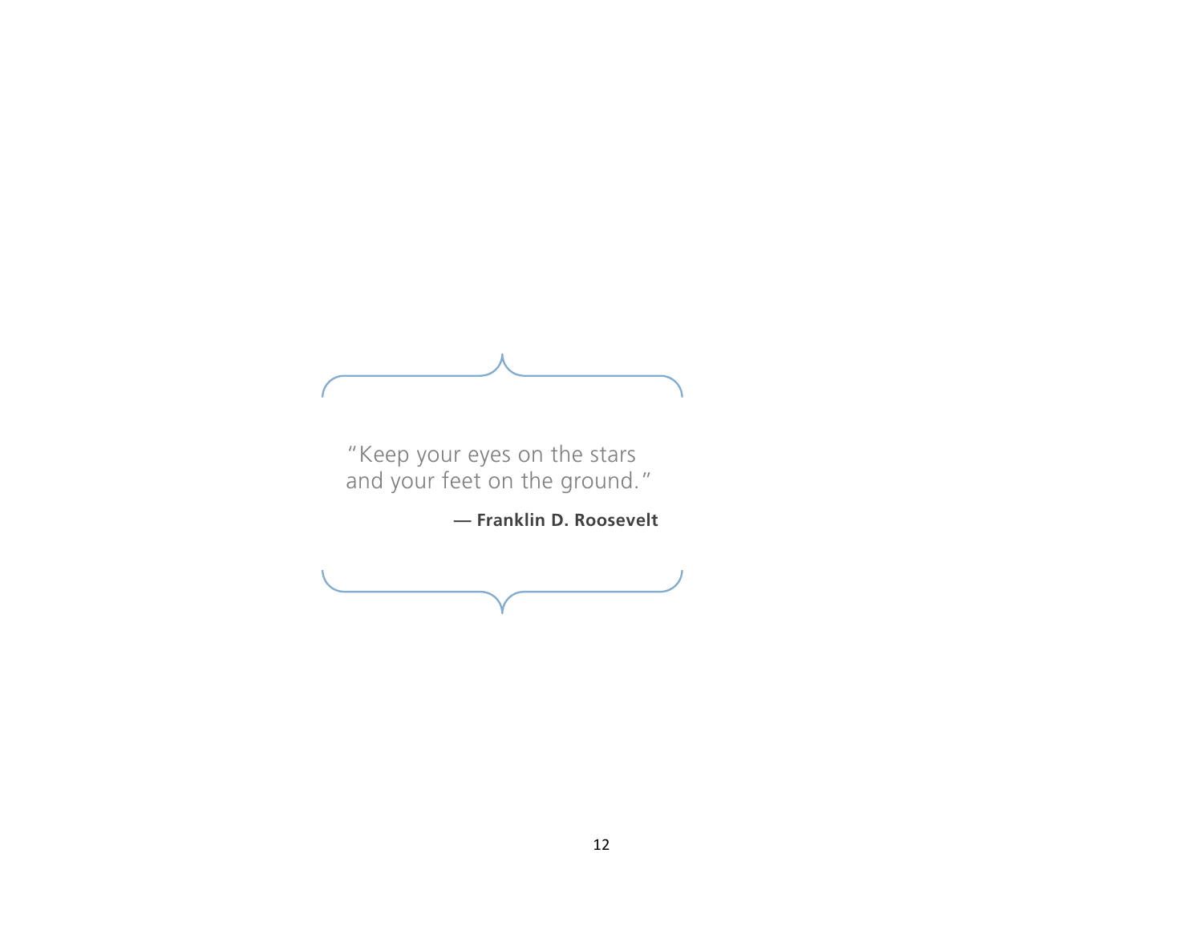> "Keep your eyes on the stars
> and your feet on the ground."
>
> — **Franklin D. Roosevelt**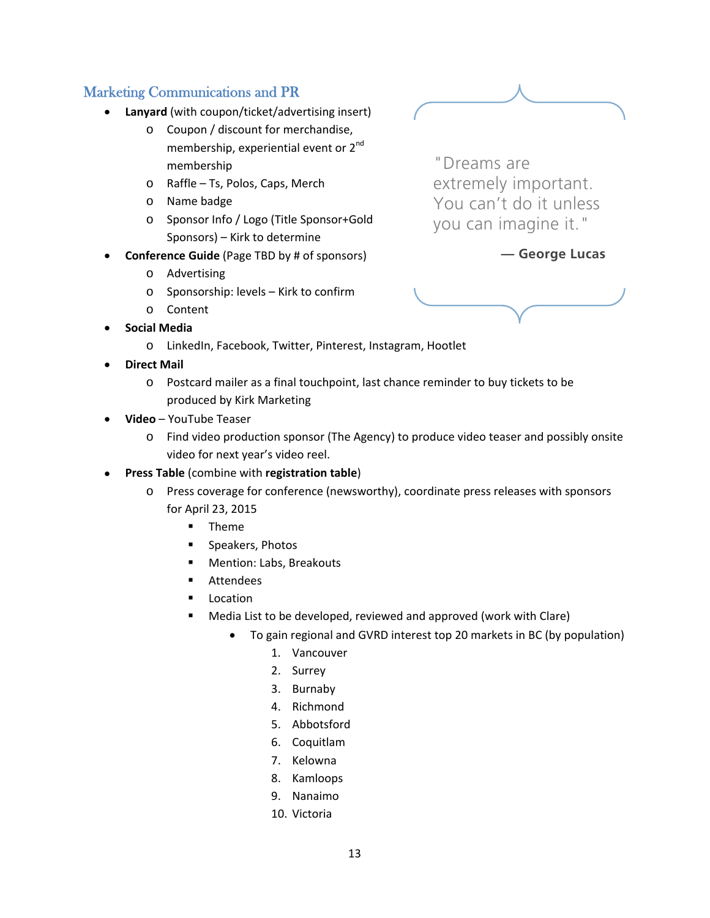## Marketing Communications and PR

- **Lanyard** (with coupon/ticket/advertising insert)
    - Coupon / discount for merchandise, membership, experiential event or 2nd membership
    - Raffle – Ts, Polos, Caps, Merch
    - Name badge
    - Sponsor Info / Logo (Title Sponsor+Gold Sponsors) – Kirk to determine
- **Conference Guide** (Page TBD by # of sponsors)
    - Advertising
    - Sponsorship: levels – Kirk to confirm
    - Content
- **Social Media**
    - LinkedIn, Facebook, Twitter, Pinterest, Instagram, Hootlet
- **Direct Mail**
    - Postcard mailer as a final touchpoint, last chance reminder to buy tickets to be produced by Kirk Marketing
- **Video** – YouTube Teaser
    - Find video production sponsor (The Agency) to produce video teaser and possibly onsite video for next year's video reel.
- **Press Table** (combine with **registration table**)
    - Press coverage for conference (newsworthy), coordinate press releases with sponsors for April 23, 2015
        - Theme
        - Speakers, Photos
        - Mention: Labs, Breakouts
        - Attendees
        - Location
        - Media List to be developed, reviewed and approved (work with Clare)
            - To gain regional and GVRD interest top 20 markets in BC (by population)
                1. Vancouver
                2. Surrey
                3. Burnaby
                4. Richmond
                5. Abbotsford
                6. Coquitlam
                7. Kelowna
                8. Kamloops
                9. Nanaimo
                10. Victoria

> "Dreams are extremely important. You can't do it unless you can imagine it."
>
> — **George Lucas**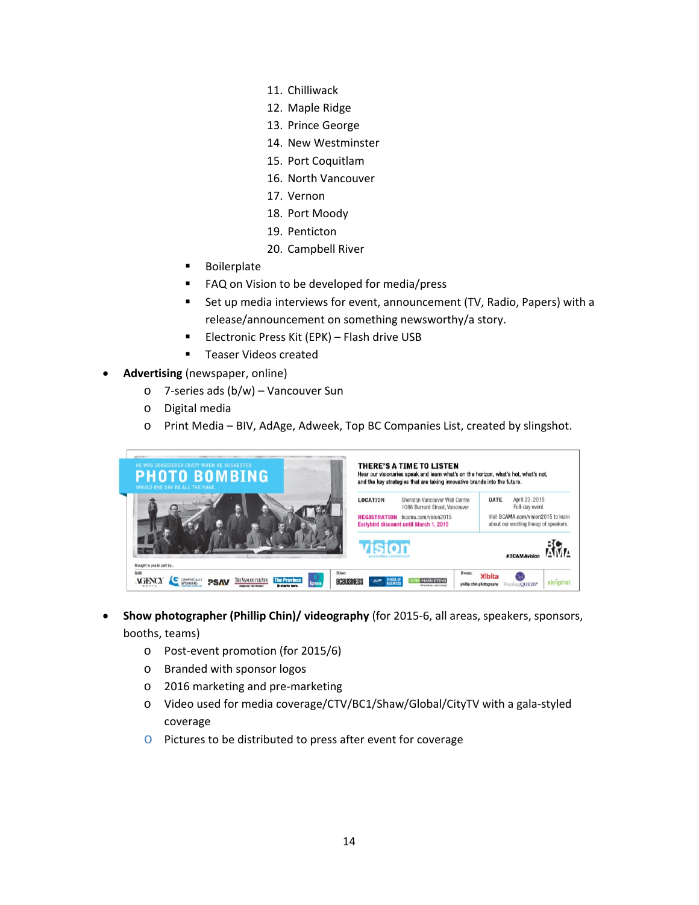11. Chilliwack
12. Maple Ridge
13. Prince George
14. New Westminster
15. Port Coquitlam
16. North Vancouver
17. Vernon
18. Port Moody
19. Penticton
20. Campbell River

   - Boilerplate
   - FAQ on Vision to be developed for media/press
   - Set up media interviews for event, announcement (TV, Radio, Papers) with a release/announcement on something newsworthy/a story.
   - Electronic Press Kit (EPK) – Flash drive USB
   - Teaser Videos created

- **Advertising** (newspaper, online)
  - 7-series ads (b/w) – Vancouver Sun
  - Digital media
  - Print Media – BIV, AdAge, Adweek, Top BC Companies List, created by slingshot.

HE WAS CONSIDERED CRAZY WHEN HE SUGGESTED
PHOTO BOMBING
WOULD ONE DAY BE ALL THE RAGE.

THERE'S A TIME TO LISTEN
Hear our visionaries speak and learn what's on the horizon, what's hot, what's not, and the key strategies that are taking innovative brands into the future.

LOCATION Sheraton Vancouver Wall Centre 1088 Burrard Street, Vancouver
DATE April 23, 2015 Full-day event
REGISTRATION bcama.com/vision2015
Earlybird discount until March 1, 2015
Visit BCAMA.com/vision2015 to learn about our exciting lineup of speakers.

vision MARKETING CONFERENCE
#BCAMAvision
BC AMA

Brought to you in part by...
Gold: AGENCY, Graphically Speaking, PSAV, The Vancouver Sun, The Province, Ipsos
Silver: BCBUSINESS, School of Business, Kirk Marketing
Bronze: Xibita, phillip chin photography, PrintingQUEEN, slingshot

- **Show photographer (Phillip Chin)/ videography** (for 2015-6, all areas, speakers, sponsors, booths, teams)
  - Post-event promotion (for 2015/6)
  - Branded with sponsor logos
  - 2016 marketing and pre-marketing
  - Video used for media coverage/CTV/BC1/Shaw/Global/CityTV with a gala-styled coverage
  - Pictures to be distributed to press after event for coverage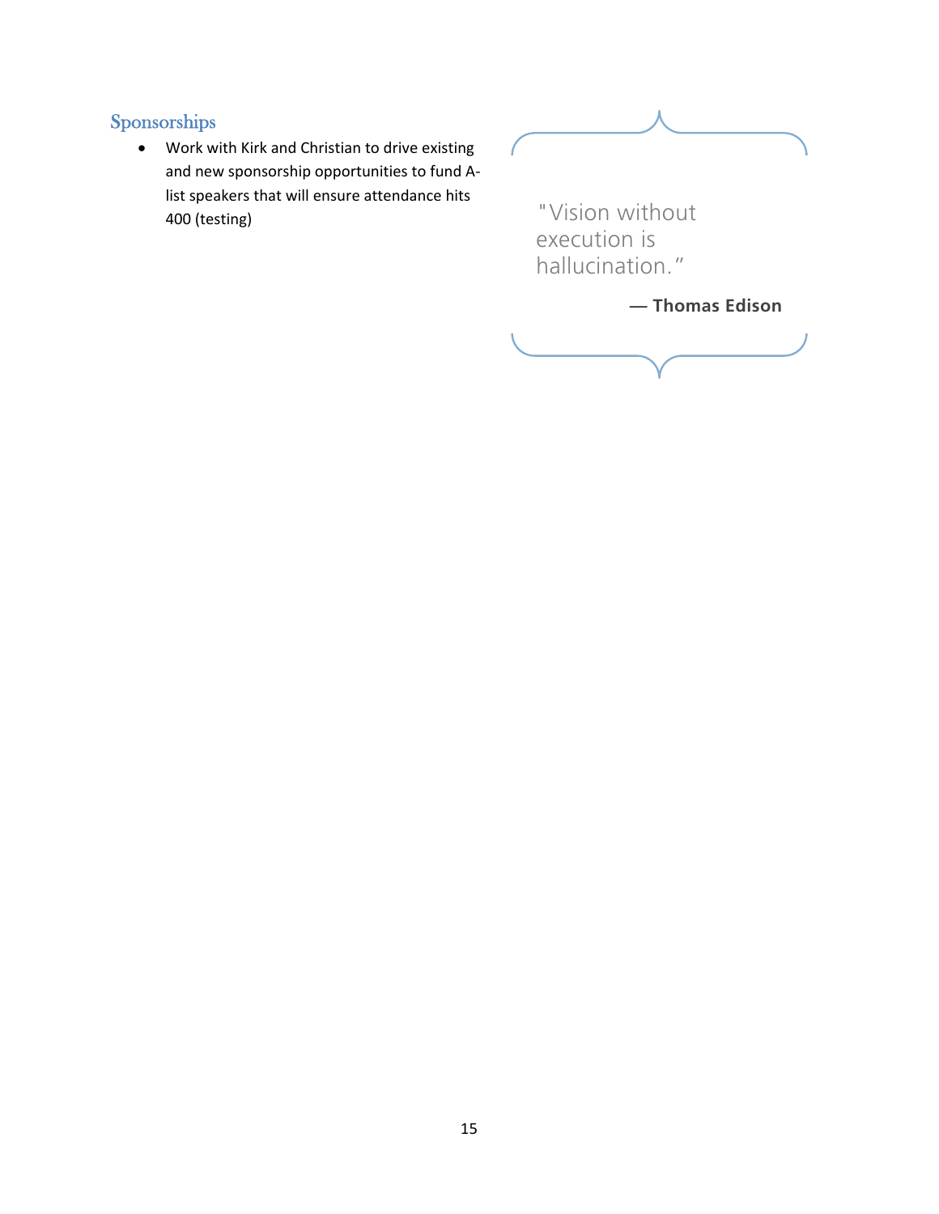## Sponsorships

- Work with Kirk and Christian to drive existing and new sponsorship opportunities to fund A-list speakers that will ensure attendance hits 400 (testing)

> "Vision without execution is hallucination."
>
> — **Thomas Edison**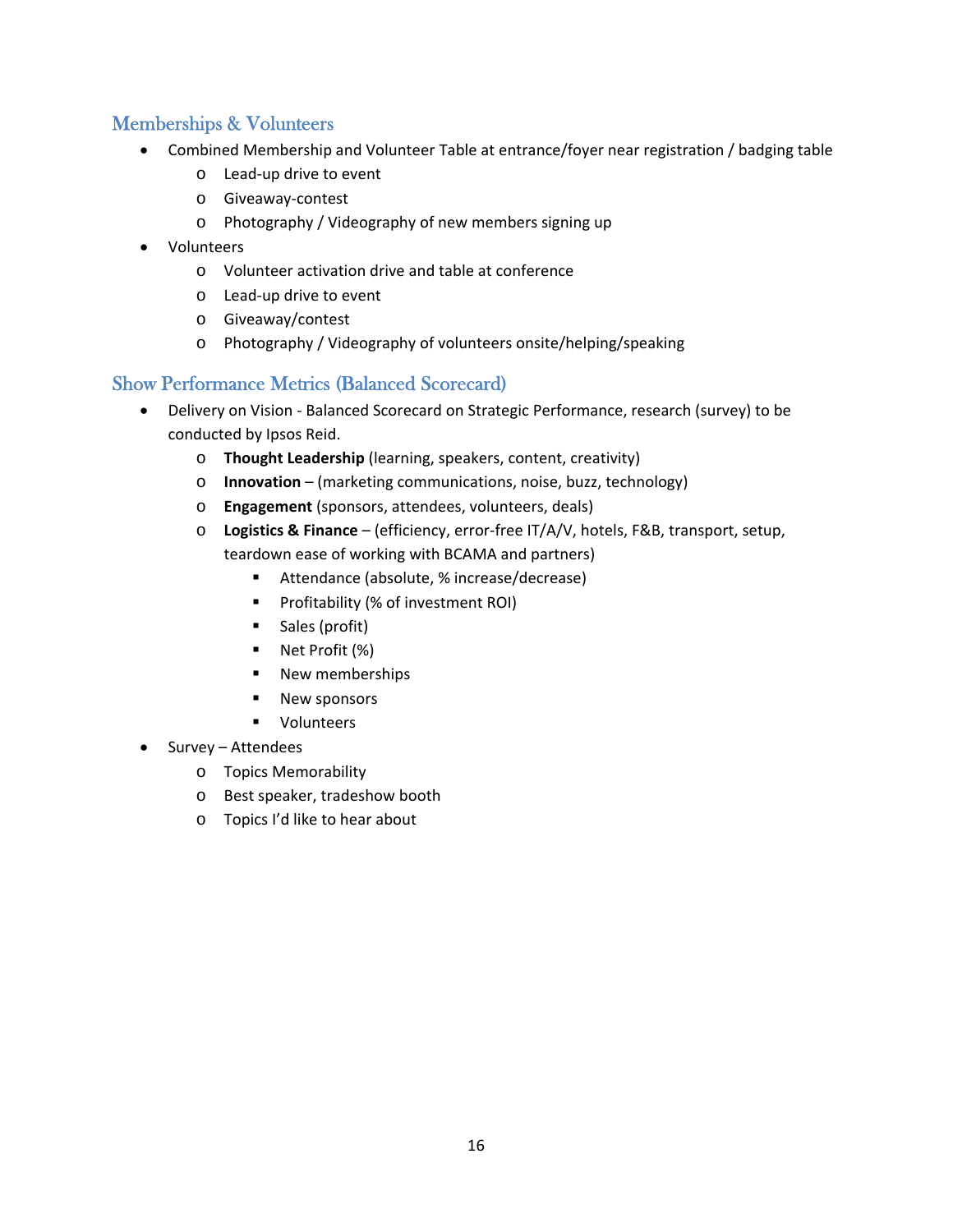## Memberships & Volunteers

- Combined Membership and Volunteer Table at entrance/foyer near registration / badging table
    - Lead-up drive to event
    - Giveaway-contest
    - Photography / Videography of new members signing up
- Volunteers
    - Volunteer activation drive and table at conference
    - Lead-up drive to event
    - Giveaway/contest
    - Photography / Videography of volunteers onsite/helping/speaking

## Show Performance Metrics (Balanced Scorecard)

- Delivery on Vision - Balanced Scorecard on Strategic Performance, research (survey) to be conducted by Ipsos Reid.
    - **Thought Leadership** (learning, speakers, content, creativity)
    - **Innovation** – (marketing communications, noise, buzz, technology)
    - **Engagement** (sponsors, attendees, volunteers, deals)
    - **Logistics & Finance** – (efficiency, error-free IT/A/V, hotels, F&B, transport, setup, teardown ease of working with BCAMA and partners)
        - Attendance (absolute, % increase/decrease)
        - Profitability (% of investment ROI)
        - Sales (profit)
        - Net Profit (%)
        - New memberships
        - New sponsors
        - Volunteers
- Survey – Attendees
    - Topics Memorability
    - Best speaker, tradeshow booth
    - Topics I'd like to hear about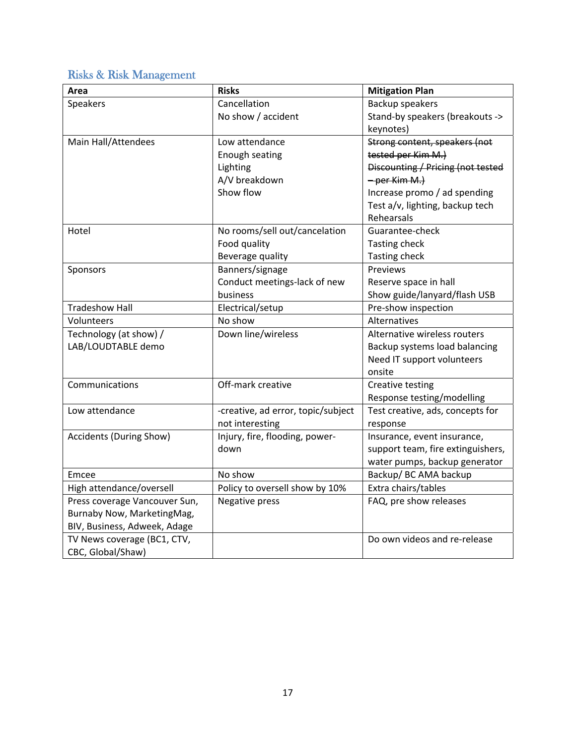## Risks & Risk Management

| Area | Risks | Mitigation Plan |
|---|---|---|
| Speakers | Cancellation<br>No show / accident | Backup speakers<br>Stand-by speakers (breakouts -> keynotes) |
| Main Hall/Attendees | Low attendance<br>Enough seating<br>Lighting<br>A/V breakdown<br>Show flow | ~~Strong content, speakers (not tested per Kim M.)~~<br>~~Discounting / Pricing (not tested – per Kim M.)~~<br>Increase promo / ad spending<br>Test a/v, lighting, backup tech<br>Rehearsals |
| Hotel | No rooms/sell out/cancelation<br>Food quality<br>Beverage quality | Guarantee-check<br>Tasting check<br>Tasting check |
| Sponsors | Banners/signage<br>Conduct meetings-lack of new business | Previews<br>Reserve space in hall<br>Show guide/lanyard/flash USB |
| Tradeshow Hall | Electrical/setup | Pre-show inspection |
| Volunteers | No show | Alternatives |
| Technology (at show) / LAB/LOUDTABLE demo | Down line/wireless | Alternative wireless routers<br>Backup systems load balancing<br>Need IT support volunteers onsite |
| Communications | Off-mark creative | Creative testing<br>Response testing/modelling |
| Low attendance | -creative, ad error, topic/subject not interesting | Test creative, ads, concepts for response |
| Accidents (During Show) | Injury, fire, flooding, power-down | Insurance, event insurance, support team, fire extinguishers, water pumps, backup generator |
| Emcee | No show | Backup/ BC AMA backup |
| High attendance/oversell | Policy to oversell show by 10% | Extra chairs/tables |
| Press coverage Vancouver Sun, Burnaby Now, MarketingMag, BIV, Business, Adweek, Adage | Negative press | FAQ, pre show releases |
| TV News coverage (BC1, CTV, CBC, Global/Shaw) | | Do own videos and re-release |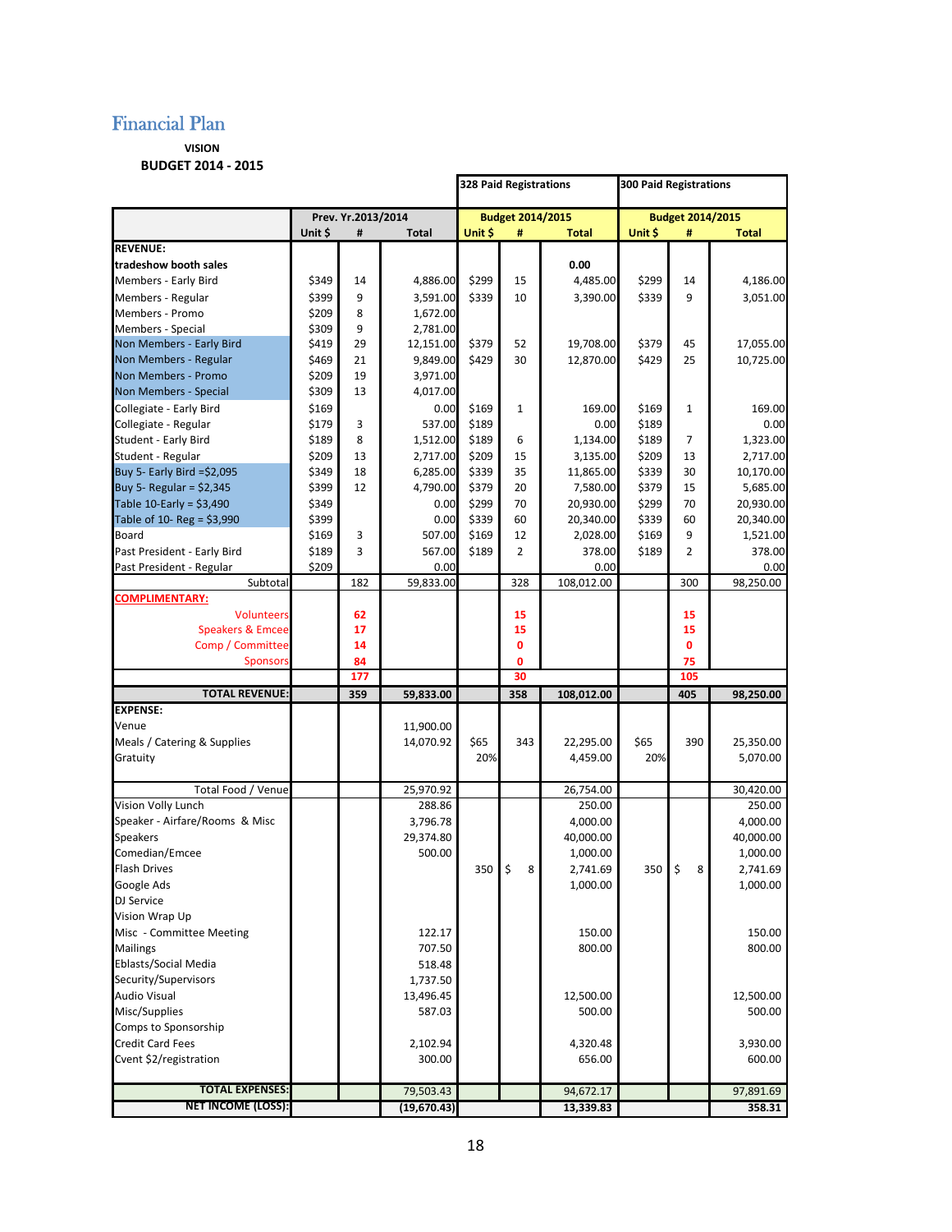# Financial Plan

**VISION**

**BUDGET 2014 - 2015**

| | Prev. Yr.2013/2014 | | | 328 Paid Registrations Budget 2014/2015 | | | 300 Paid Registrations Budget 2014/2015 | | |
|---|---|---|---|---|---|---|---|---|---|
| | Unit $ | # | Total | Unit $ | # | Total | Unit $ | # | Total |
| **REVENUE:** | | | | | | | | | |
| **tradeshow booth sales** | | | | | | 0.00 | | | |
| Members - Early Bird | $349 | 14 | 4,886.00 | $299 | 15 | 4,485.00 | $299 | 14 | 4,186.00 |
| Members - Regular | $399 | 9 | 3,591.00 | $339 | 10 | 3,390.00 | $339 | 9 | 3,051.00 |
| Members - Promo | $209 | 8 | 1,672.00 | | | | | | |
| Members - Special | $309 | 9 | 2,781.00 | | | | | | |
| Non Members - Early Bird | $419 | 29 | 12,151.00 | $379 | 52 | 19,708.00 | $379 | 45 | 17,055.00 |
| Non Members - Regular | $469 | 21 | 9,849.00 | $429 | 30 | 12,870.00 | $429 | 25 | 10,725.00 |
| Non Members - Promo | $209 | 19 | 3,971.00 | | | | | | |
| Non Members - Special | $309 | 13 | 4,017.00 | | | | | | |
| Collegiate - Early Bird | $169 | | 0.00 | $169 | 1 | 169.00 | $169 | 1 | 169.00 |
| Collegiate - Regular | $179 | 3 | 537.00 | $189 | | 0.00 | $189 | | 0.00 |
| Student - Early Bird | $189 | 8 | 1,512.00 | $189 | 6 | 1,134.00 | $189 | 7 | 1,323.00 |
| Student - Regular | $209 | 13 | 2,717.00 | $209 | 15 | 3,135.00 | $209 | 13 | 2,717.00 |
| Buy 5- Early Bird =$2,095 | $349 | 18 | 6,285.00 | $339 | 35 | 11,865.00 | $339 | 30 | 10,170.00 |
| Buy 5- Regular = $2,345 | $399 | 12 | 4,790.00 | $379 | 20 | 7,580.00 | $379 | 15 | 5,685.00 |
| Table 10-Early = $3,490 | $349 | | 0.00 | $299 | 70 | 20,930.00 | $299 | 70 | 20,930.00 |
| Table of 10- Reg = $3,990 | $399 | | 0.00 | $339 | 60 | 20,340.00 | $339 | 60 | 20,340.00 |
| Board | $169 | 3 | 507.00 | $169 | 12 | 2,028.00 | $169 | 9 | 1,521.00 |
| Past President - Early Bird | $189 | 3 | 567.00 | $189 | 2 | 378.00 | $189 | 2 | 378.00 |
| Past President - Regular | $209 | | 0.00 | | | 0.00 | | | 0.00 |
| Subtotal | | 182 | 59,833.00 | | 328 | 108,012.00 | | 300 | 98,250.00 |
| **COMPLIMENTARY:** | | | | | | | | | |
| Volunteers | | 62 | | | 15 | | | 15 | |
| Speakers & Emcee | | 17 | | | 15 | | | 15 | |
| Comp / Committee | | 14 | | | 0 | | | 0 | |
| Sponsors | | 84 | | | 0 | | | 75 | |
| | | 177 | | | 30 | | | 105 | |
| **TOTAL REVENUE:** | | 359 | 59,833.00 | | 358 | 108,012.00 | | 405 | 98,250.00 |
| **EXPENSE:** | | | | | | | | | |
| Venue | | | 11,900.00 | | | | | | |
| Meals / Catering & Supplies | | | 14,070.92 | $65 | 343 | 22,295.00 | $65 | 390 | 25,350.00 |
| Gratuity | | | | 20% | | 4,459.00 | 20% | | 5,070.00 |
| Total Food / Venue | | | 25,970.92 | | | 26,754.00 | | | 30,420.00 |
| Vision Volly Lunch | | | 288.86 | | | 250.00 | | | 250.00 |
| Speaker - Airfare/Rooms & Misc | | | 3,796.78 | | | 4,000.00 | | | 4,000.00 |
| Speakers | | | 29,374.80 | | | 40,000.00 | | | 40,000.00 |
| Comedian/Emcee | | | 500.00 | | | 1,000.00 | | | 1,000.00 |
| Flash Drives | | | | 350 | $ 8 | 2,741.69 | 350 | $ 8 | 2,741.69 |
| Google Ads | | | | | | 1,000.00 | | | 1,000.00 |
| DJ Service | | | | | | | | | |
| Vision Wrap Up | | | | | | | | | |
| Misc - Committee Meeting | | | 122.17 | | | 150.00 | | | 150.00 |
| Mailings | | | 707.50 | | | 800.00 | | | 800.00 |
| Eblasts/Social Media | | | 518.48 | | | | | | |
| Security/Supervisors | | | 1,737.50 | | | | | | |
| Audio Visual | | | 13,496.45 | | | 12,500.00 | | | 12,500.00 |
| Misc/Supplies | | | 587.03 | | | 500.00 | | | 500.00 |
| Comps to Sponsorship | | | | | | | | | |
| Credit Card Fees | | | 2,102.94 | | | 4,320.48 | | | 3,930.00 |
| Cvent $2/registration | | | 300.00 | | | 656.00 | | | 600.00 |
| **TOTAL EXPENSES:** | | | 79,503.43 | | | 94,672.17 | | | 97,891.69 |
| **NET INCOME (LOSS):** | | | (19,670.43) | | | 13,339.83 | | | 358.31 |